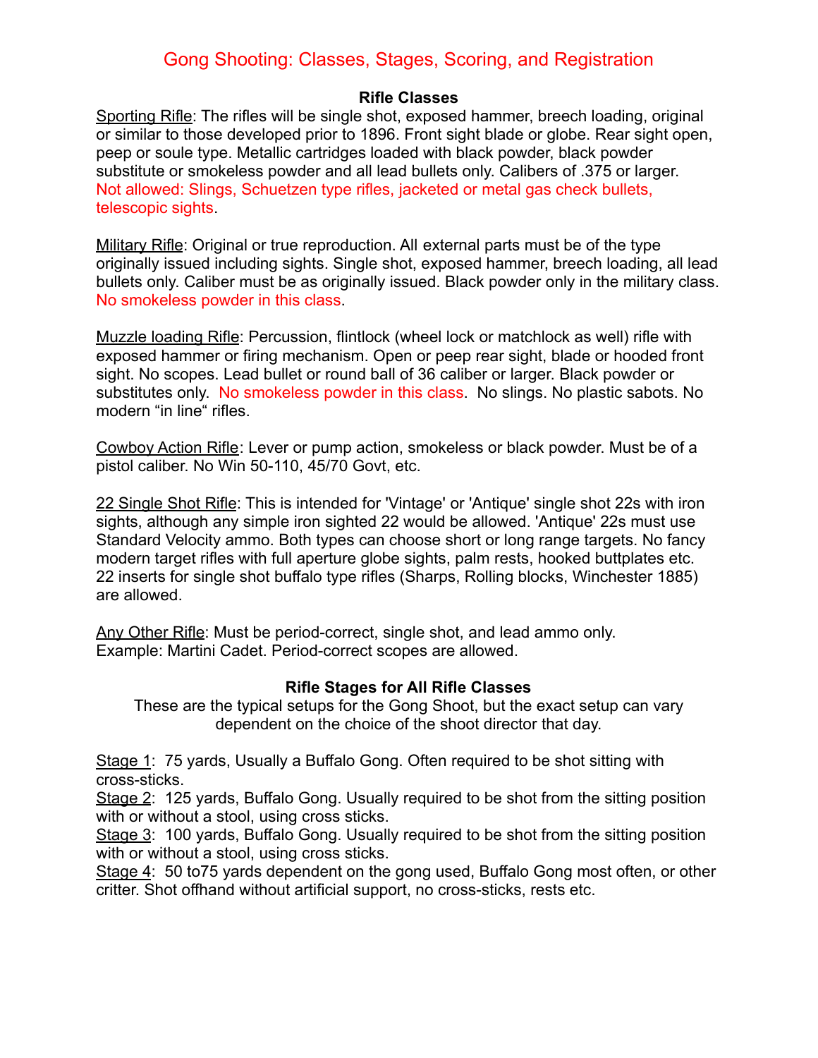# Gong Shooting: Classes, Stages, Scoring, and Registration

### Rifle Classes

Sporting Rifle: The rifles will be single shot, exposed hammer, breech loading, original or similar to those developed prior to 1896. Front sight blade or globe. Rear sight open, peep or soule type. Metallic cartridges loaded with black powder, black powder substitute or smokeless powder and all lead bullets only. Calibers of .375 or larger. Not allowed: Slings, Schuetzen type rifles, jacketed or metal gas check bullets, telescopic sights.

Military Rifle: Original or true reproduction. All external parts must be of the type originally issued including sights. Single shot, exposed hammer, breech loading, all lead bullets only. Caliber must be as originally issued. Black powder only in the military class. No smokeless powder in this class.

Muzzle loading Rifle: Percussion, flintlock (wheel lock or matchlock as well) rifle with exposed hammer or firing mechanism. Open or peep rear sight, blade or hooded front sight. No scopes. Lead bullet or round ball of 36 caliber or larger. Black powder or substitutes only. No smokeless powder in this class. No slings. No plastic sabots. No modern “in line“ rifles.

Cowboy Action Rifle: Lever or pump action, smokeless or black powder. Must be of a pistol caliber. No Win 50-110, 45/70 Govt, etc.

22 Single Shot Rifle: This is intended for 'Vintage' or 'Antique' single shot 22s with iron sights, although any simple iron sighted 22 would be allowed. 'Antique' 22s must use Standard Velocity ammo. Both types can choose short or long range targets. No fancy modern target rifles with full aperture globe sights, palm rests, hooked buttplates etc. 22 inserts for single shot buffalo type rifles (Sharps, Rolling blocks, Winchester 1885) are allowed.

Any Other Rifle: Must be period-correct, single shot, and lead ammo only.
Example: Martini Cadet. Period-correct scopes are allowed.

### Rifle Stages for All Rifle Classes

These are the typical setups for the Gong Shoot, but the exact setup can vary dependent on the choice of the shoot director that day.

Stage 1: 75 yards, Usually a Buffalo Gong. Often required to be shot sitting with cross-sticks.
Stage 2: 125 yards, Buffalo Gong. Usually required to be shot from the sitting position with or without a stool, using cross sticks.
Stage 3: 100 yards, Buffalo Gong. Usually required to be shot from the sitting position with or without a stool, using cross sticks.
Stage 4: 50 to75 yards dependent on the gong used, Buffalo Gong most often, or other critter. Shot offhand without artificial support, no cross-sticks, rests etc.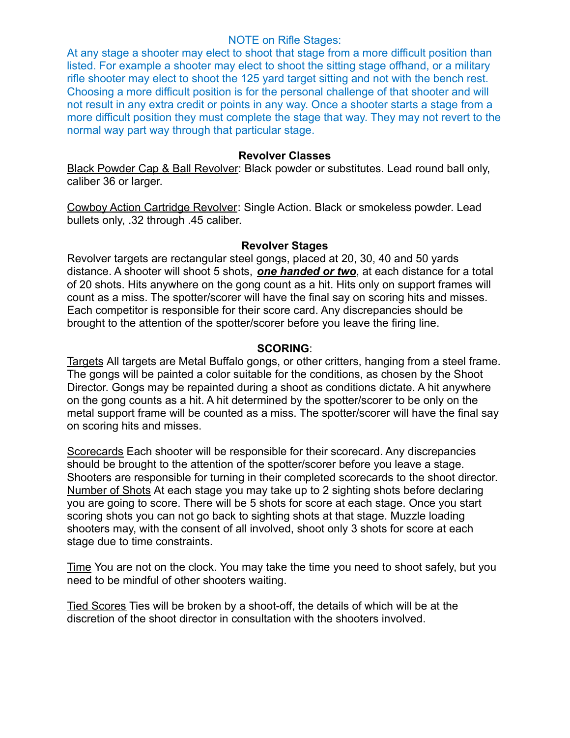NOTE on Rifle Stages:

At any stage a shooter may elect to shoot that stage from a more difficult position than listed. For example a shooter may elect to shoot the sitting stage offhand, or a military rifle shooter may elect to shoot the 125 yard target sitting and not with the bench rest. Choosing a more difficult position is for the personal challenge of that shooter and will not result in any extra credit or points in any way. Once a shooter starts a stage from a more difficult position they must complete the stage that way. They may not revert to the normal way part way through that particular stage.

## Revolver Classes

Black Powder Cap & Ball Revolver: Black powder or substitutes. Lead round ball only, caliber 36 or larger.

Cowboy Action Cartridge Revolver: Single Action. Black or smokeless powder. Lead bullets only, .32 through .45 caliber.

## Revolver Stages

Revolver targets are rectangular steel gongs, placed at 20, 30, 40 and 50 yards distance. A shooter will shoot 5 shots, ***one handed or two***, at each distance for a total of 20 shots. Hits anywhere on the gong count as a hit. Hits only on support frames will count as a miss. The spotter/scorer will have the final say on scoring hits and misses. Each competitor is responsible for their score card. Any discrepancies should be brought to the attention of the spotter/scorer before you leave the firing line.

## SCORING:

Targets All targets are Metal Buffalo gongs, or other critters, hanging from a steel frame. The gongs will be painted a color suitable for the conditions, as chosen by the Shoot Director. Gongs may be repainted during a shoot as conditions dictate. A hit anywhere on the gong counts as a hit. A hit determined by the spotter/scorer to be only on the metal support frame will be counted as a miss. The spotter/scorer will have the final say on scoring hits and misses.

Scorecards Each shooter will be responsible for their scorecard. Any discrepancies should be brought to the attention of the spotter/scorer before you leave a stage. Shooters are responsible for turning in their completed scorecards to the shoot director.

Number of Shots At each stage you may take up to 2 sighting shots before declaring you are going to score. There will be 5 shots for score at each stage. Once you start scoring shots you can not go back to sighting shots at that stage. Muzzle loading shooters may, with the consent of all involved, shoot only 3 shots for score at each stage due to time constraints.

Time You are not on the clock. You may take the time you need to shoot safely, but you need to be mindful of other shooters waiting.

Tied Scores Ties will be broken by a shoot-off, the details of which will be at the discretion of the shoot director in consultation with the shooters involved.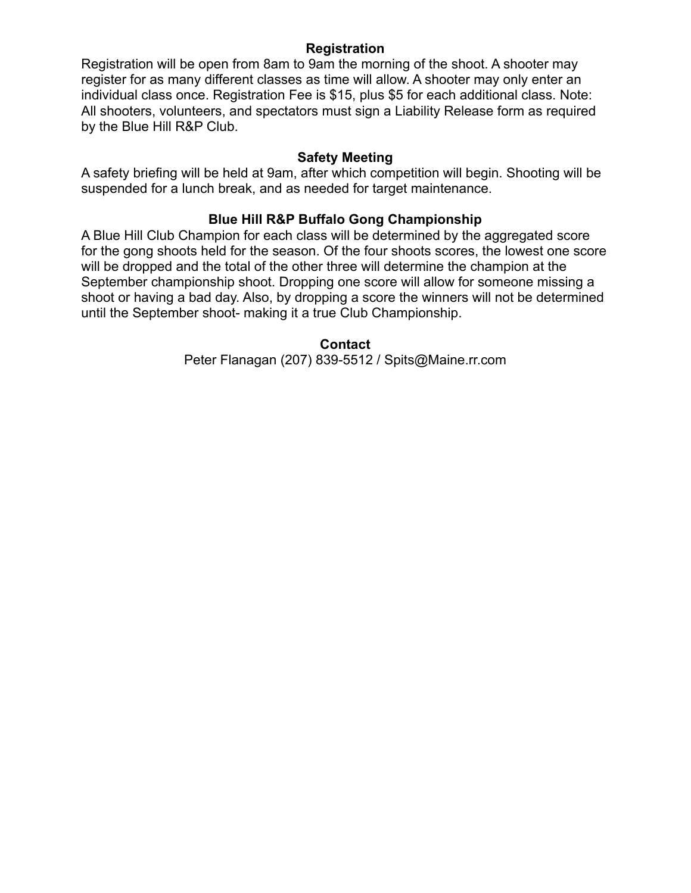## Registration

Registration will be open from 8am to 9am the morning of the shoot. A shooter may register for as many different classes as time will allow. A shooter may only enter an individual class once. Registration Fee is $15, plus $5 for each additional class. Note: All shooters, volunteers, and spectators must sign a Liability Release form as required by the Blue Hill R&P Club.

## Safety Meeting

A safety briefing will be held at 9am, after which competition will begin. Shooting will be suspended for a lunch break, and as needed for target maintenance.

## Blue Hill R&P Buffalo Gong Championship

A Blue Hill Club Champion for each class will be determined by the aggregated score for the gong shoots held for the season. Of the four shoots scores, the lowest one score will be dropped and the total of the other three will determine the champion at the September championship shoot. Dropping one score will allow for someone missing a shoot or having a bad day. Also, by dropping a score the winners will not be determined until the September shoot- making it a true Club Championship.

## Contact

Peter Flanagan (207) 839-5512 / Spits@Maine.rr.com